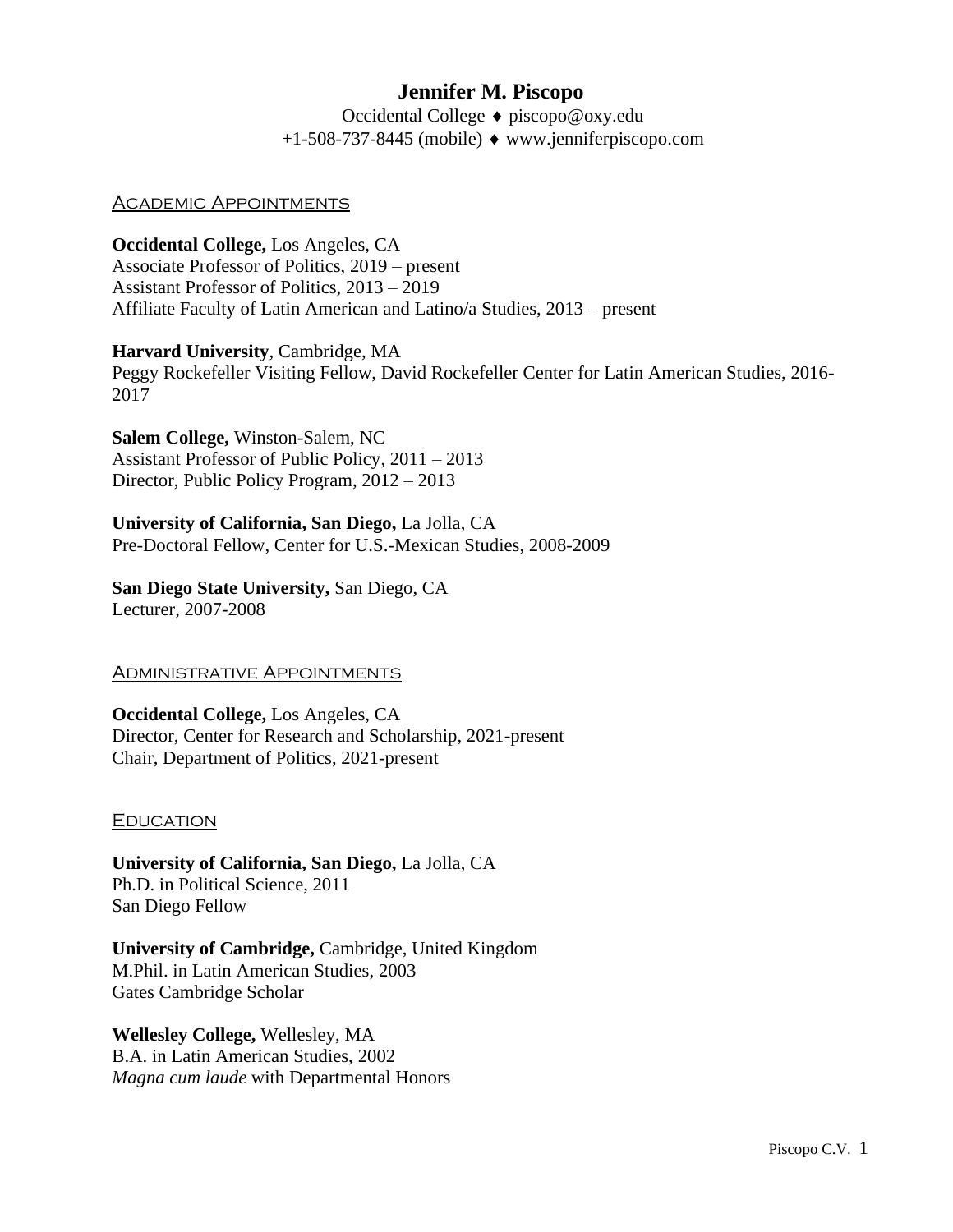# Jennifer M. Piscopo

Occidental College ♦ piscopo@oxy.edu
+1-508-737-8445 (mobile) ♦ www.jenniferpiscopo.com

## Academic Appointments

**Occidental College,** Los Angeles, CA
Associate Professor of Politics, 2019 – present
Assistant Professor of Politics, 2013 – 2019
Affiliate Faculty of Latin American and Latino/a Studies, 2013 – present

**Harvard University**, Cambridge, MA
Peggy Rockefeller Visiting Fellow, David Rockefeller Center for Latin American Studies, 2016-2017

**Salem College,** Winston-Salem, NC
Assistant Professor of Public Policy, 2011 – 2013
Director, Public Policy Program, 2012 – 2013

**University of California, San Diego,** La Jolla, CA
Pre-Doctoral Fellow, Center for U.S.-Mexican Studies, 2008-2009

**San Diego State University,** San Diego, CA
Lecturer, 2007-2008

## Administrative Appointments

**Occidental College,** Los Angeles, CA
Director, Center for Research and Scholarship, 2021-present
Chair, Department of Politics, 2021-present

## Education

**University of California, San Diego,** La Jolla, CA
Ph.D. in Political Science, 2011
San Diego Fellow

**University of Cambridge,** Cambridge, United Kingdom
M.Phil. in Latin American Studies, 2003
Gates Cambridge Scholar

**Wellesley College,** Wellesley, MA
B.A. in Latin American Studies, 2002
*Magna cum laude* with Departmental Honors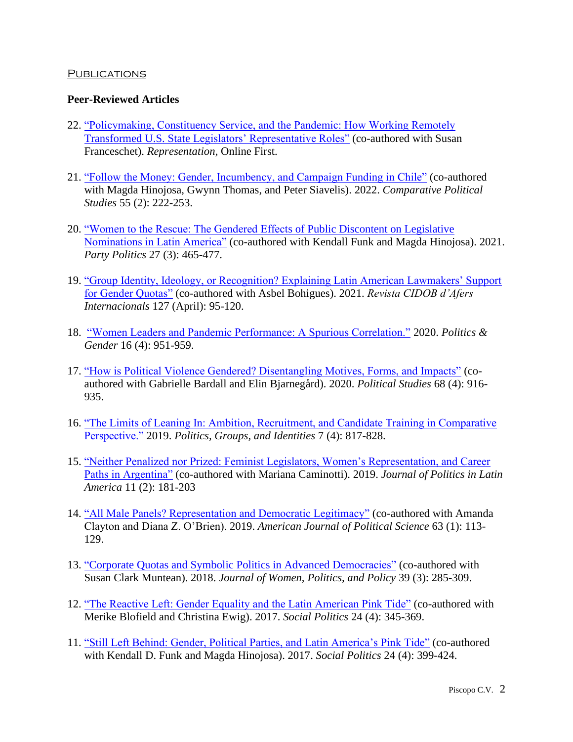## Publications

### Peer-Reviewed Articles

22. "Policymaking, Constituency Service, and the Pandemic: How Working Remotely Transformed U.S. State Legislators' Representative Roles" (co-authored with Susan Franceschet). *Representation,* Online First.

21. "Follow the Money: Gender, Incumbency, and Campaign Funding in Chile" (co-authored with Magda Hinojosa, Gwynn Thomas, and Peter Siavelis). 2022. *Comparative Political Studies* 55 (2): 222-253.

20. "Women to the Rescue: The Gendered Effects of Public Discontent on Legislative Nominations in Latin America" (co-authored with Kendall Funk and Magda Hinojosa). 2021. *Party Politics* 27 (3): 465-477.

19. "Group Identity, Ideology, or Recognition? Explaining Latin American Lawmakers' Support for Gender Quotas" (co-authored with Asbel Bohigues). 2021. *Revista CIDOB d'Afers Internacionals* 127 (April): 95-120.

18. "Women Leaders and Pandemic Performance: A Spurious Correlation." 2020. *Politics & Gender* 16 (4): 951-959.

17. "How is Political Violence Gendered? Disentangling Motives, Forms, and Impacts" (co-authored with Gabrielle Bardall and Elin Bjarnegård). 2020. *Political Studies* 68 (4): 916-935.

16. "The Limits of Leaning In: Ambition, Recruitment, and Candidate Training in Comparative Perspective." 2019. *Politics, Groups, and Identities* 7 (4): 817-828.

15. "Neither Penalized nor Prized: Feminist Legislators, Women's Representation, and Career Paths in Argentina" (co-authored with Mariana Caminotti). 2019. *Journal of Politics in Latin America* 11 (2): 181-203

14. "All Male Panels? Representation and Democratic Legitimacy" (co-authored with Amanda Clayton and Diana Z. O'Brien). 2019. *American Journal of Political Science* 63 (1): 113-129.

13. "Corporate Quotas and Symbolic Politics in Advanced Democracies" (co-authored with Susan Clark Muntean). 2018. *Journal of Women, Politics, and Policy* 39 (3): 285-309.

12. "The Reactive Left: Gender Equality and the Latin American Pink Tide" (co-authored with Merike Blofield and Christina Ewig). 2017. *Social Politics* 24 (4): 345-369.

11. "Still Left Behind: Gender, Political Parties, and Latin America's Pink Tide" (co-authored with Kendall D. Funk and Magda Hinojosa). 2017. *Social Politics* 24 (4): 399-424.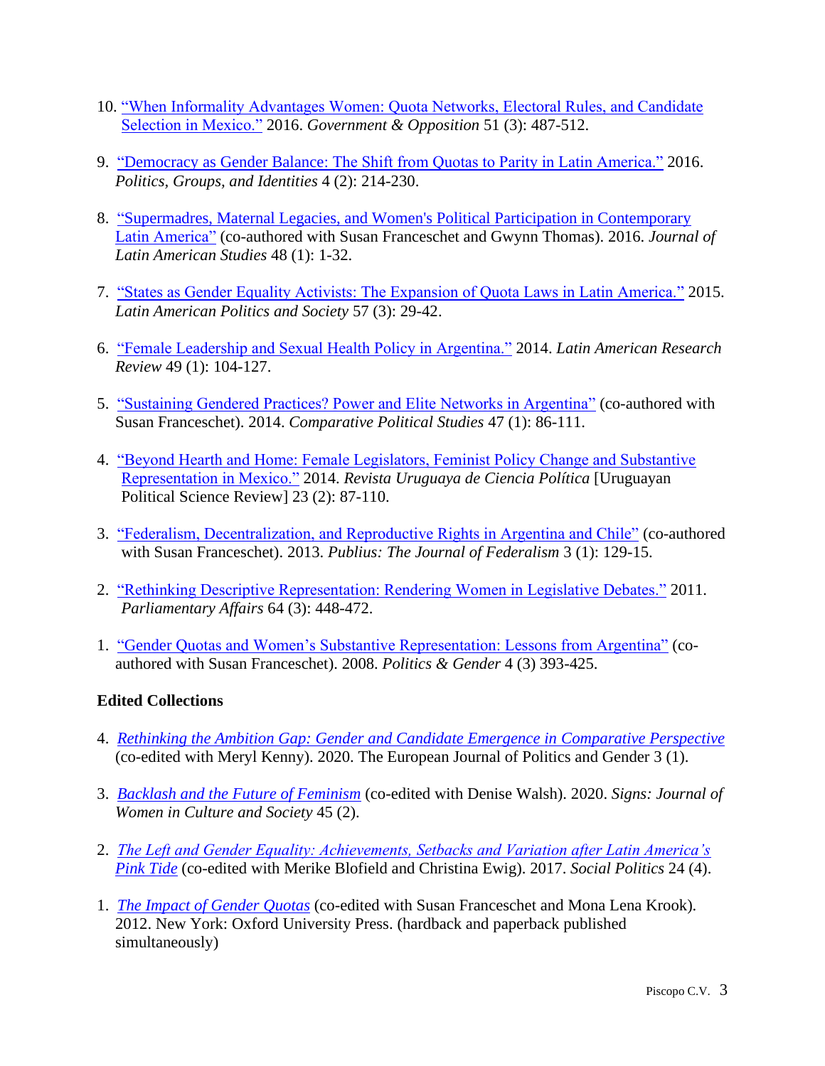10. "When Informality Advantages Women: Quota Networks, Electoral Rules, and Candidate Selection in Mexico." 2016. *Government & Opposition* 51 (3): 487-512.

9. "Democracy as Gender Balance: The Shift from Quotas to Parity in Latin America." 2016. *Politics, Groups, and Identities* 4 (2): 214-230.

8. "Supermadres, Maternal Legacies, and Women's Political Participation in Contemporary Latin America" (co-authored with Susan Franceschet and Gwynn Thomas). 2016. *Journal of Latin American Studies* 48 (1): 1-32.

7. "States as Gender Equality Activists: The Expansion of Quota Laws in Latin America." 2015. *Latin American Politics and Society* 57 (3): 29-42.

6. "Female Leadership and Sexual Health Policy in Argentina." 2014. *Latin American Research Review* 49 (1): 104-127.

5. "Sustaining Gendered Practices? Power and Elite Networks in Argentina" (co-authored with Susan Franceschet). 2014. *Comparative Political Studies* 47 (1): 86-111.

4. "Beyond Hearth and Home: Female Legislators, Feminist Policy Change and Substantive Representation in Mexico." 2014. *Revista Uruguaya de Ciencia Política* [Uruguayan Political Science Review] 23 (2): 87-110.

3. "Federalism, Decentralization, and Reproductive Rights in Argentina and Chile" (co-authored with Susan Franceschet). 2013. *Publius: The Journal of Federalism* 3 (1): 129-15.

2. "Rethinking Descriptive Representation: Rendering Women in Legislative Debates." 2011. *Parliamentary Affairs* 64 (3): 448-472.

1. "Gender Quotas and Women's Substantive Representation: Lessons from Argentina" (co-authored with Susan Franceschet). 2008. *Politics & Gender* 4 (3) 393-425.

**Edited Collections**

4. *Rethinking the Ambition Gap: Gender and Candidate Emergence in Comparative Perspective* (co-edited with Meryl Kenny). 2020. The European Journal of Politics and Gender 3 (1).

3. *Backlash and the Future of Feminism* (co-edited with Denise Walsh). 2020. *Signs: Journal of Women in Culture and Society* 45 (2).

2. *The Left and Gender Equality: Achievements, Setbacks and Variation after Latin America's Pink Tide* (co-edited with Merike Blofield and Christina Ewig). 2017. *Social Politics* 24 (4).

1. *The Impact of Gender Quotas* (co-edited with Susan Franceschet and Mona Lena Krook). 2012. New York: Oxford University Press. (hardback and paperback published simultaneously)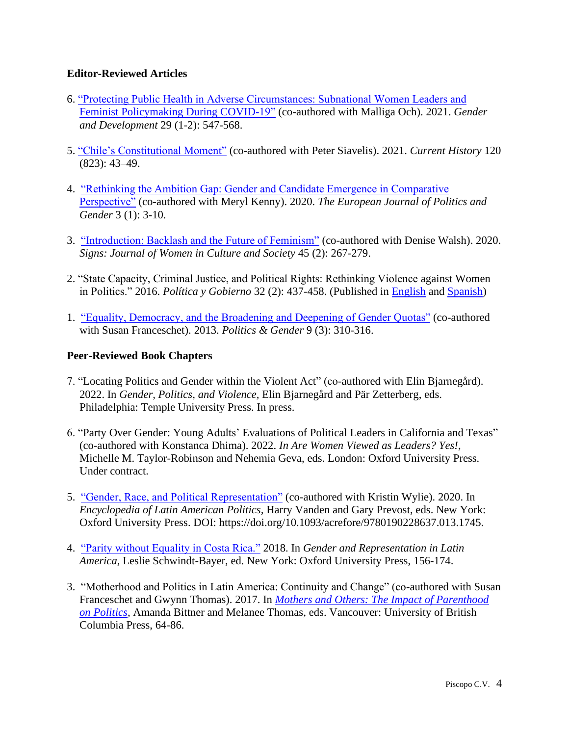### Editor-Reviewed Articles

6. "Protecting Public Health in Adverse Circumstances: Subnational Women Leaders and Feminist Policymaking During COVID-19" (co-authored with Malliga Och). 2021. *Gender and Development* 29 (1-2): 547-568.

5. "Chile's Constitutional Moment" (co-authored with Peter Siavelis). 2021. *Current History* 120 (823): 43–49.

4. "Rethinking the Ambition Gap: Gender and Candidate Emergence in Comparative Perspective" (co-authored with Meryl Kenny). 2020. *The European Journal of Politics and Gender* 3 (1): 3-10.

3. "Introduction: Backlash and the Future of Feminism" (co-authored with Denise Walsh). 2020. *Signs: Journal of Women in Culture and Society* 45 (2): 267-279.

2. "State Capacity, Criminal Justice, and Political Rights: Rethinking Violence against Women in Politics." 2016. *Política y Gobierno* 32 (2): 437-458. (Published in English and Spanish)

1. "Equality, Democracy, and the Broadening and Deepening of Gender Quotas" (co-authored with Susan Franceschet). 2013. *Politics & Gender* 9 (3): 310-316.

### Peer-Reviewed Book Chapters

7. "Locating Politics and Gender within the Violent Act" (co-authored with Elin Bjarnegård). 2022. In *Gender, Politics, and Violence,* Elin Bjarnegård and Pär Zetterberg, eds. Philadelphia: Temple University Press. In press.

6. "Party Over Gender: Young Adults' Evaluations of Political Leaders in California and Texas" (co-authored with Konstanca Dhima). 2022. *In Are Women Viewed as Leaders? Yes!*, Michelle M. Taylor-Robinson and Nehemia Geva, eds. London: Oxford University Press. Under contract.

5. "Gender, Race, and Political Representation" (co-authored with Kristin Wylie). 2020. In *Encyclopedia of Latin American Politics*, Harry Vanden and Gary Prevost, eds. New York: Oxford University Press. DOI: https://doi.org/10.1093/acrefore/9780190228637.013.1745.

4. "Parity without Equality in Costa Rica." 2018. In *Gender and Representation in Latin America*, Leslie Schwindt-Bayer, ed. New York: Oxford University Press, 156-174.

3. "Motherhood and Politics in Latin America: Continuity and Change" (co-authored with Susan Franceschet and Gwynn Thomas). 2017. In *Mothers and Others: The Impact of Parenthood on Politics*, Amanda Bittner and Melanee Thomas, eds. Vancouver: University of British Columbia Press, 64-86.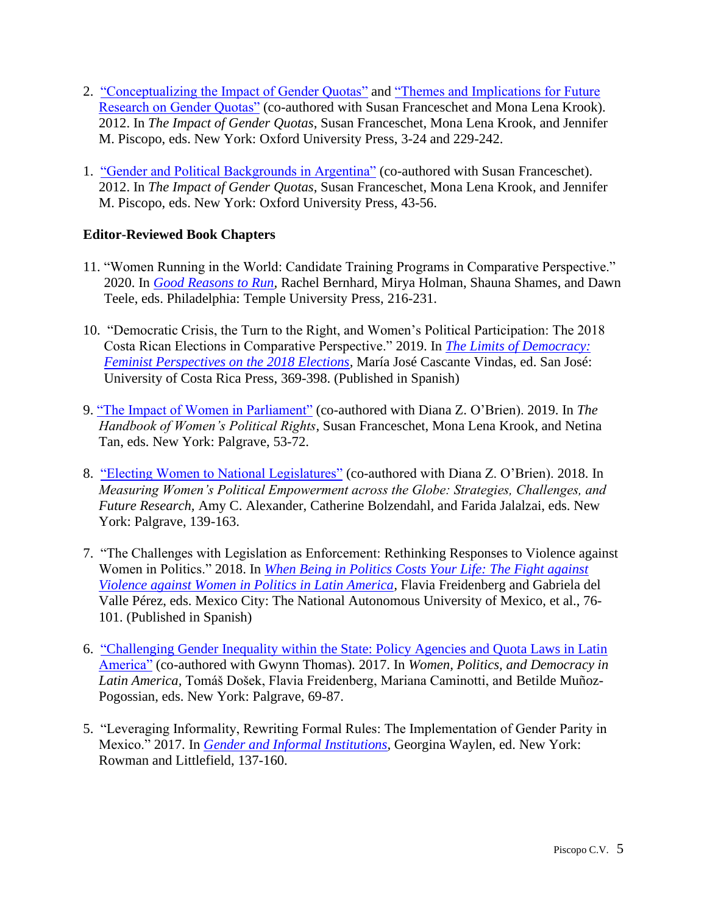2. "Conceptualizing the Impact of Gender Quotas" and "Themes and Implications for Future Research on Gender Quotas" (co-authored with Susan Franceschet and Mona Lena Krook). 2012. In *The Impact of Gender Quotas*, Susan Franceschet, Mona Lena Krook, and Jennifer M. Piscopo, eds. New York: Oxford University Press, 3-24 and 229-242.

1. "Gender and Political Backgrounds in Argentina" (co-authored with Susan Franceschet). 2012. In *The Impact of Gender Quotas*, Susan Franceschet, Mona Lena Krook, and Jennifer M. Piscopo, eds. New York: Oxford University Press, 43-56.

**Editor-Reviewed Book Chapters**

11. "Women Running in the World: Candidate Training Programs in Comparative Perspective." 2020. In *Good Reasons to Run*, Rachel Bernhard, Mirya Holman, Shauna Shames, and Dawn Teele, eds. Philadelphia: Temple University Press, 216-231.

10. "Democratic Crisis, the Turn to the Right, and Women's Political Participation: The 2018 Costa Rican Elections in Comparative Perspective." 2019. In *The Limits of Democracy: Feminist Perspectives on the 2018 Elections*, María José Cascante Vindas, ed. San José: University of Costa Rica Press, 369-398. (Published in Spanish)

9. "The Impact of Women in Parliament" (co-authored with Diana Z. O'Brien). 2019. In *The Handbook of Women's Political Rights*, Susan Franceschet, Mona Lena Krook, and Netina Tan, eds. New York: Palgrave, 53-72.

8. "Electing Women to National Legislatures" (co-authored with Diana Z. O'Brien). 2018. In *Measuring Women's Political Empowerment across the Globe: Strategies, Challenges, and Future Research,* Amy C. Alexander, Catherine Bolzendahl, and Farida Jalalzai, eds. New York: Palgrave, 139-163.

7. "The Challenges with Legislation as Enforcement: Rethinking Responses to Violence against Women in Politics." 2018. In *When Being in Politics Costs Your Life: The Fight against Violence against Women in Politics in Latin America*, Flavia Freidenberg and Gabriela del Valle Pérez, eds. Mexico City: The National Autonomous University of Mexico, et al., 76-101. (Published in Spanish)

6. "Challenging Gender Inequality within the State: Policy Agencies and Quota Laws in Latin America" (co-authored with Gwynn Thomas). 2017. In *Women, Politics, and Democracy in Latin America,* Tomáš Došek, Flavia Freidenberg, Mariana Caminotti, and Betilde Muñoz-Pogossian, eds. New York: Palgrave, 69-87.

5. "Leveraging Informality, Rewriting Formal Rules: The Implementation of Gender Parity in Mexico." 2017. In *Gender and Informal Institutions*, Georgina Waylen, ed. New York: Rowman and Littlefield, 137-160.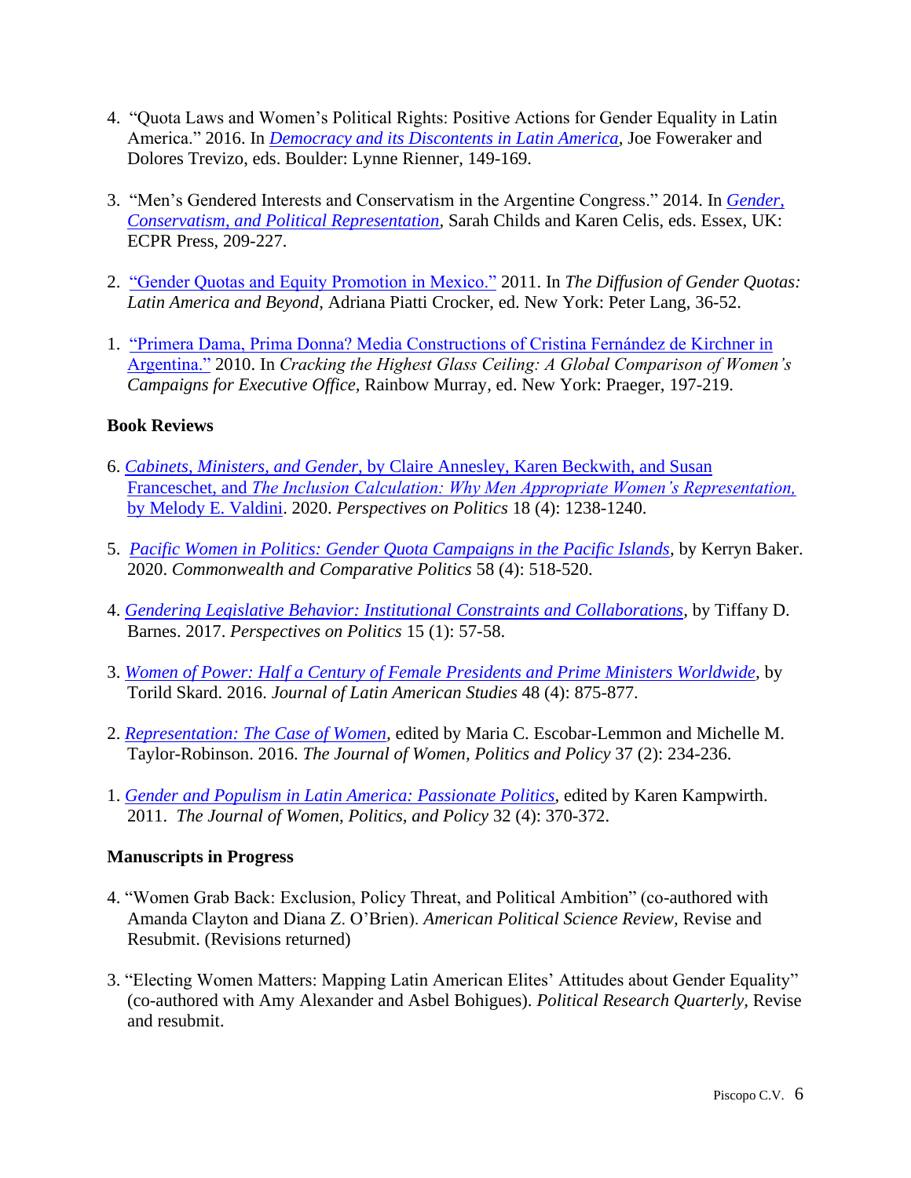4. "Quota Laws and Women's Political Rights: Positive Actions for Gender Equality in Latin America." 2016. In *Democracy and its Discontents in Latin America*, Joe Foweraker and Dolores Trevizo, eds. Boulder: Lynne Rienner, 149-169.

3. "Men's Gendered Interests and Conservatism in the Argentine Congress." 2014. In *Gender, Conservatism, and Political Representation*, Sarah Childs and Karen Celis, eds. Essex, UK: ECPR Press, 209-227.

2. "Gender Quotas and Equity Promotion in Mexico." 2011. In *The Diffusion of Gender Quotas: Latin America and Beyond*, Adriana Piatti Crocker, ed. New York: Peter Lang, 36-52.

1. "Primera Dama, Prima Donna? Media Constructions of Cristina Fernández de Kirchner in Argentina." 2010. In *Cracking the Highest Glass Ceiling: A Global Comparison of Women's Campaigns for Executive Office*, Rainbow Murray, ed. New York: Praeger, 197-219.

**Book Reviews**

6. *Cabinets, Ministers, and Gender*, by Claire Annesley, Karen Beckwith, and Susan Franceschet, and *The Inclusion Calculation: Why Men Appropriate Women's Representation*, by Melody E. Valdini. 2020. *Perspectives on Politics* 18 (4): 1238-1240.

5. *Pacific Women in Politics: Gender Quota Campaigns in the Pacific Islands*, by Kerryn Baker. 2020. *Commonwealth and Comparative Politics* 58 (4): 518-520.

4. *Gendering Legislative Behavior: Institutional Constraints and Collaborations*, by Tiffany D. Barnes. 2017. *Perspectives on Politics* 15 (1): 57-58.

3. *Women of Power: Half a Century of Female Presidents and Prime Ministers Worldwide*, by Torild Skard. 2016. *Journal of Latin American Studies* 48 (4): 875-877.

2. *Representation: The Case of Women*, edited by Maria C. Escobar-Lemmon and Michelle M. Taylor-Robinson. 2016. *The Journal of Women, Politics and Policy* 37 (2): 234-236.

1. *Gender and Populism in Latin America: Passionate Politics*, edited by Karen Kampwirth. 2011. *The Journal of Women, Politics, and Policy* 32 (4): 370-372.

**Manuscripts in Progress**

4. "Women Grab Back: Exclusion, Policy Threat, and Political Ambition" (co-authored with Amanda Clayton and Diana Z. O'Brien). *American Political Science Review*, Revise and Resubmit. (Revisions returned)

3. "Electing Women Matters: Mapping Latin American Elites' Attitudes about Gender Equality" (co-authored with Amy Alexander and Asbel Bohigues). *Political Research Quarterly*, Revise and resubmit.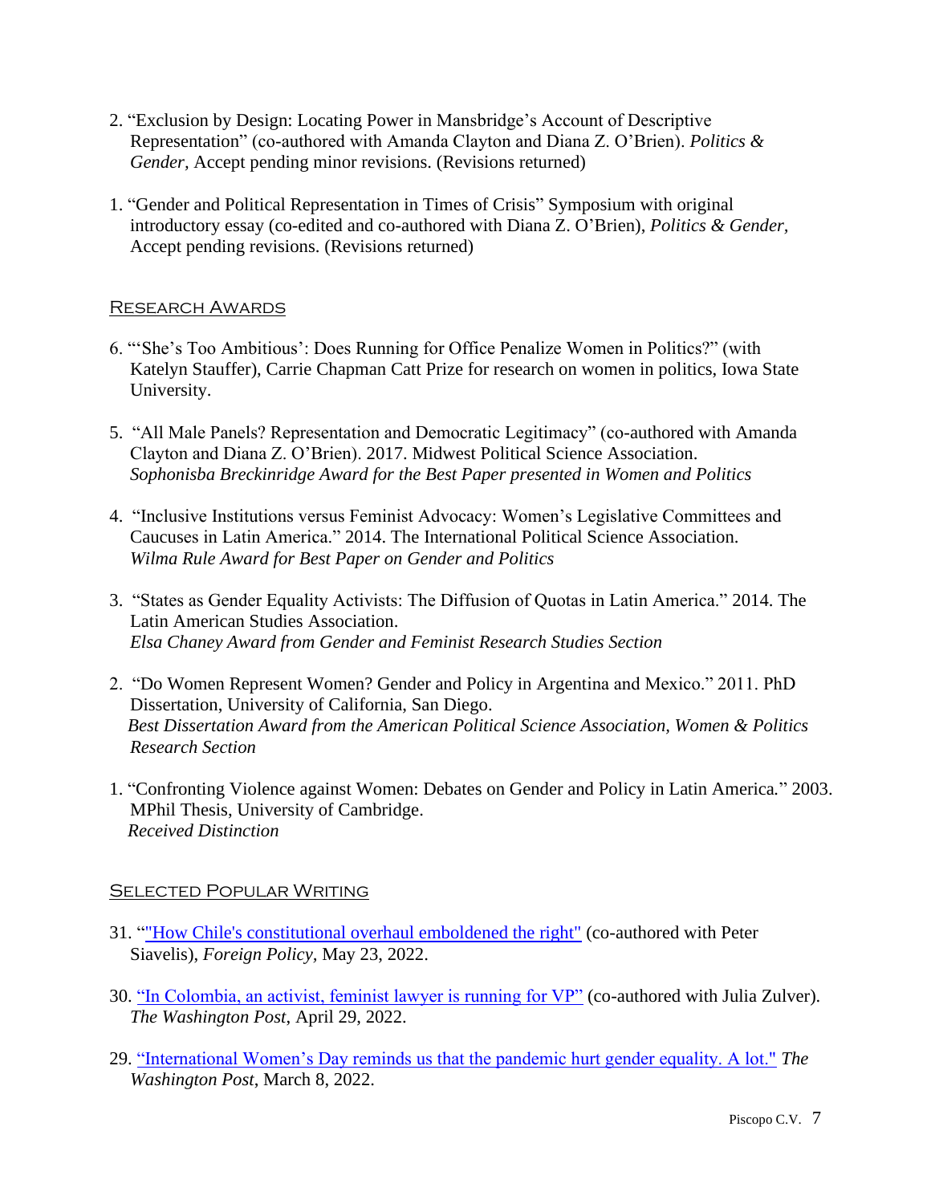2. "Exclusion by Design: Locating Power in Mansbridge's Account of Descriptive Representation" (co-authored with Amanda Clayton and Diana Z. O'Brien). *Politics & Gender*, Accept pending minor revisions. (Revisions returned)

1. "Gender and Political Representation in Times of Crisis" Symposium with original introductory essay (co-edited and co-authored with Diana Z. O'Brien), *Politics & Gender*, Accept pending revisions. (Revisions returned)

## Research Awards

6. "'She's Too Ambitious': Does Running for Office Penalize Women in Politics?" (with Katelyn Stauffer), Carrie Chapman Catt Prize for research on women in politics, Iowa State University.

5. "All Male Panels? Representation and Democratic Legitimacy" (co-authored with Amanda Clayton and Diana Z. O'Brien). 2017. Midwest Political Science Association. *Sophonisba Breckinridge Award for the Best Paper presented in Women and Politics*

4. "Inclusive Institutions versus Feminist Advocacy: Women's Legislative Committees and Caucuses in Latin America." 2014. The International Political Science Association. *Wilma Rule Award for Best Paper on Gender and Politics*

3. "States as Gender Equality Activists: The Diffusion of Quotas in Latin America." 2014. The Latin American Studies Association. *Elsa Chaney Award from Gender and Feminist Research Studies Section*

2. "Do Women Represent Women? Gender and Policy in Argentina and Mexico." 2011. PhD Dissertation, University of California, San Diego. *Best Dissertation Award from the American Political Science Association, Women & Politics Research Section*

1. "Confronting Violence against Women: Debates on Gender and Policy in Latin America." 2003. MPhil Thesis, University of Cambridge. *Received Distinction*

## Selected Popular Writing

31. ""How Chile's constitutional overhaul emboldened the right" (co-authored with Peter Siavelis), *Foreign Policy*, May 23, 2022.

30. "In Colombia, an activist, feminist lawyer is running for VP" (co-authored with Julia Zulver). *The Washington Post*, April 29, 2022.

29. "International Women's Day reminds us that the pandemic hurt gender equality. A lot." *The Washington Post*, March 8, 2022.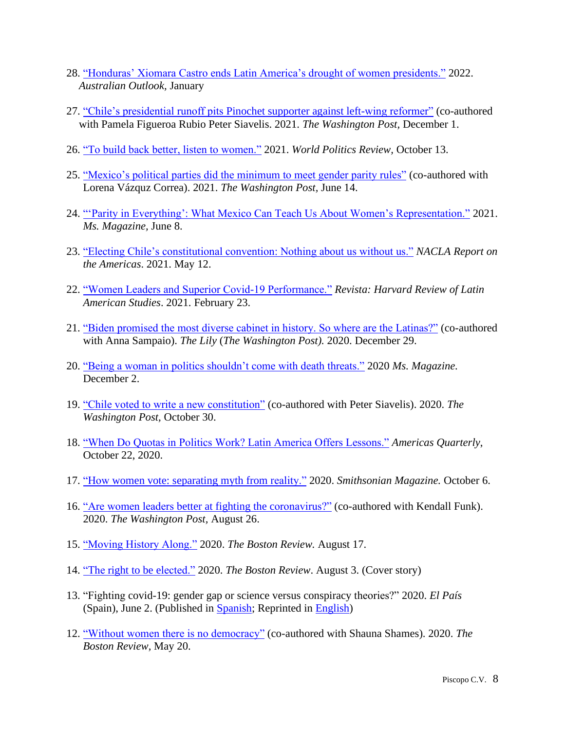28. "Honduras' Xiomara Castro ends Latin America's drought of women presidents." 2022. *Australian Outlook*, January

27. "Chile's presidential runoff pits Pinochet supporter against left-wing reformer" (co-authored with Pamela Figueroa Rubio Peter Siavelis. 2021. *The Washington Post*, December 1.

26. "To build back better, listen to women." 2021. *World Politics Review*, October 13.

25. "Mexico's political parties did the minimum to meet gender parity rules" (co-authored with Lorena Vázquz Correa). 2021. *The Washington Post*, June 14.

24. "'Parity in Everything': What Mexico Can Teach Us About Women's Representation." 2021. *Ms. Magazine*, June 8.

23. "Electing Chile's constitutional convention: Nothing about us without us." *NACLA Report on the Americas*. 2021. May 12.

22. "Women Leaders and Superior Covid-19 Performance." *Revista: Harvard Review of Latin American Studies*. 2021. February 23.

21. "Biden promised the most diverse cabinet in history. So where are the Latinas?" (co-authored with Anna Sampaio). *The Lily* (*The Washington Post)*. 2020. December 29.

20. "Being a woman in politics shouldn't come with death threats." 2020 *Ms. Magazine*. December 2.

19. "Chile voted to write a new constitution" (co-authored with Peter Siavelis). 2020. *The Washington Post*, October 30.

18. "When Do Quotas in Politics Work? Latin America Offers Lessons." *Americas Quarterly*, October 22, 2020.

17. "How women vote: separating myth from reality." 2020. *Smithsonian Magazine.* October 6.

16. "Are women leaders better at fighting the coronavirus?" (co-authored with Kendall Funk). 2020. *The Washington Post*, August 26.

15. "Moving History Along." 2020. *The Boston Review.* August 17.

14. "The right to be elected." 2020. *The Boston Review*. August 3. (Cover story)

13. "Fighting covid-19: gender gap or science versus conspiracy theories?" 2020. *El País* (Spain), June 2. (Published in Spanish; Reprinted in English)

12. "Without women there is no democracy" (co-authored with Shauna Shames). 2020. *The Boston Review*, May 20.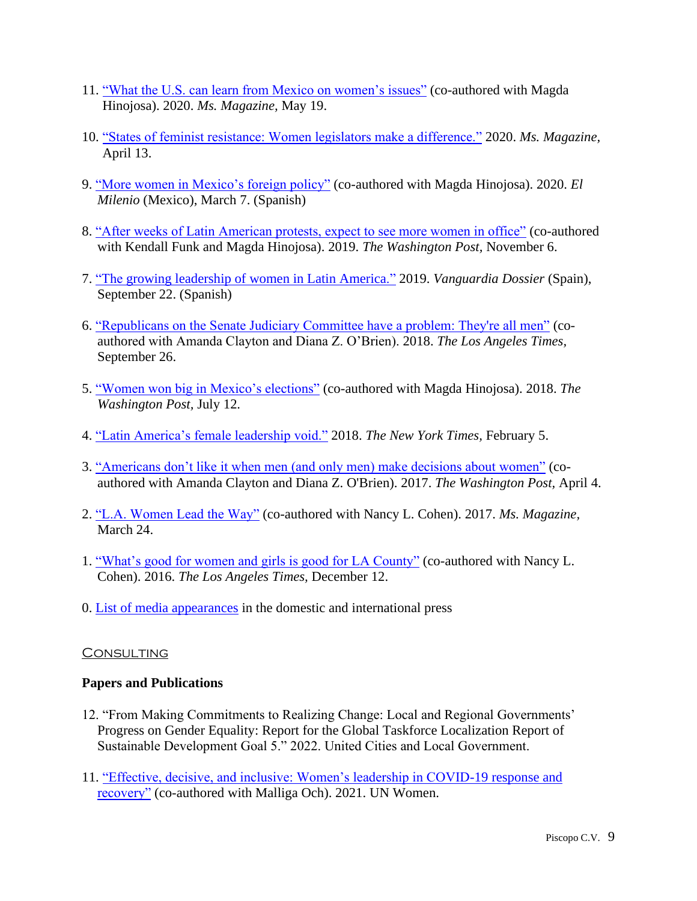11. "What the U.S. can learn from Mexico on women's issues" (co-authored with Magda Hinojosa). 2020. *Ms. Magazine*, May 19.

10. "States of feminist resistance: Women legislators make a difference." 2020. *Ms. Magazine*, April 13.

9. "More women in Mexico's foreign policy" (co-authored with Magda Hinojosa). 2020. *El Milenio* (Mexico), March 7. (Spanish)

8. "After weeks of Latin American protests, expect to see more women in office" (co-authored with Kendall Funk and Magda Hinojosa). 2019. *The Washington Post*, November 6.

7. "The growing leadership of women in Latin America." 2019. *Vanguardia Dossier* (Spain), September 22. (Spanish)

6. "Republicans on the Senate Judiciary Committee have a problem: They're all men" (co-authored with Amanda Clayton and Diana Z. O'Brien). 2018. *The Los Angeles Times*, September 26.

5. "Women won big in Mexico's elections" (co-authored with Magda Hinojosa). 2018. *The Washington Post*, July 12.

4. "Latin America's female leadership void." 2018. *The New York Times*, February 5.

3. "Americans don't like it when men (and only men) make decisions about women" (co-authored with Amanda Clayton and Diana Z. O'Brien). 2017. *The Washington Post*, April 4.

2. "L.A. Women Lead the Way" (co-authored with Nancy L. Cohen). 2017. *Ms. Magazine*, March 24.

1. "What's good for women and girls is good for LA County" (co-authored with Nancy L. Cohen). 2016. *The Los Angeles Times*, December 12.

0. List of media appearances in the domestic and international press

## Consulting

**Papers and Publications**

12. "From Making Commitments to Realizing Change: Local and Regional Governments' Progress on Gender Equality: Report for the Global Taskforce Localization Report of Sustainable Development Goal 5." 2022. United Cities and Local Government.

11. "Effective, decisive, and inclusive: Women's leadership in COVID-19 response and recovery" (co-authored with Malliga Och). 2021. UN Women.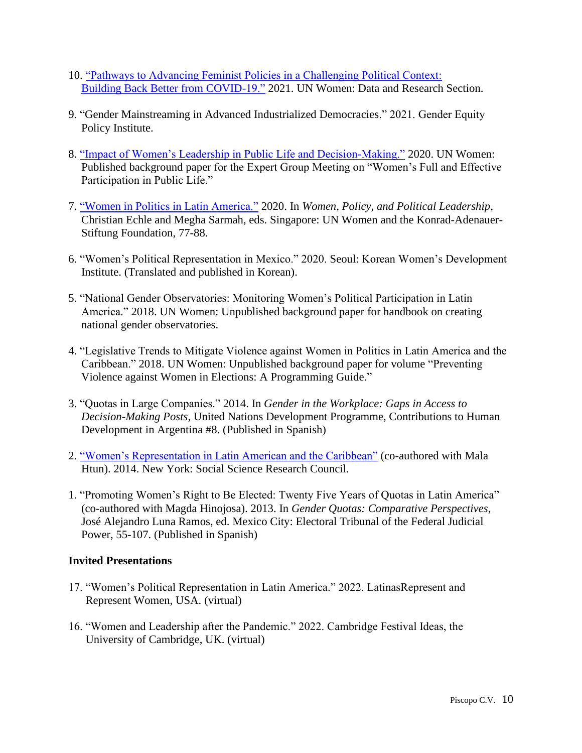10. "Pathways to Advancing Feminist Policies in a Challenging Political Context: Building Back Better from COVID-19." 2021. UN Women: Data and Research Section.

9. "Gender Mainstreaming in Advanced Industrialized Democracies." 2021. Gender Equity Policy Institute.

8. "Impact of Women's Leadership in Public Life and Decision-Making." 2020. UN Women: Published background paper for the Expert Group Meeting on "Women's Full and Effective Participation in Public Life."

7. "Women in Politics in Latin America." 2020. In *Women, Policy, and Political Leadership,* Christian Echle and Megha Sarmah, eds. Singapore: UN Women and the Konrad-Adenauer-Stiftung Foundation, 77-88.

6. "Women's Political Representation in Mexico." 2020. Seoul: Korean Women's Development Institute. (Translated and published in Korean).

5. "National Gender Observatories: Monitoring Women's Political Participation in Latin America." 2018. UN Women: Unpublished background paper for handbook on creating national gender observatories.

4. "Legislative Trends to Mitigate Violence against Women in Politics in Latin America and the Caribbean." 2018. UN Women: Unpublished background paper for volume "Preventing Violence against Women in Elections: A Programming Guide."

3. "Quotas in Large Companies." 2014. In *Gender in the Workplace: Gaps in Access to Decision-Making Posts,* United Nations Development Programme, Contributions to Human Development in Argentina #8. (Published in Spanish)

2. "Women's Representation in Latin American and the Caribbean" (co-authored with Mala Htun). 2014. New York: Social Science Research Council.

1. "Promoting Women's Right to Be Elected: Twenty Five Years of Quotas in Latin America" (co-authored with Magda Hinojosa). 2013. In *Gender Quotas: Comparative Perspectives*, José Alejandro Luna Ramos, ed. Mexico City: Electoral Tribunal of the Federal Judicial Power, 55-107. (Published in Spanish)

**Invited Presentations**

17. "Women's Political Representation in Latin America." 2022. LatinasRepresent and Represent Women, USA. (virtual)

16. "Women and Leadership after the Pandemic." 2022. Cambridge Festival Ideas, the University of Cambridge, UK. (virtual)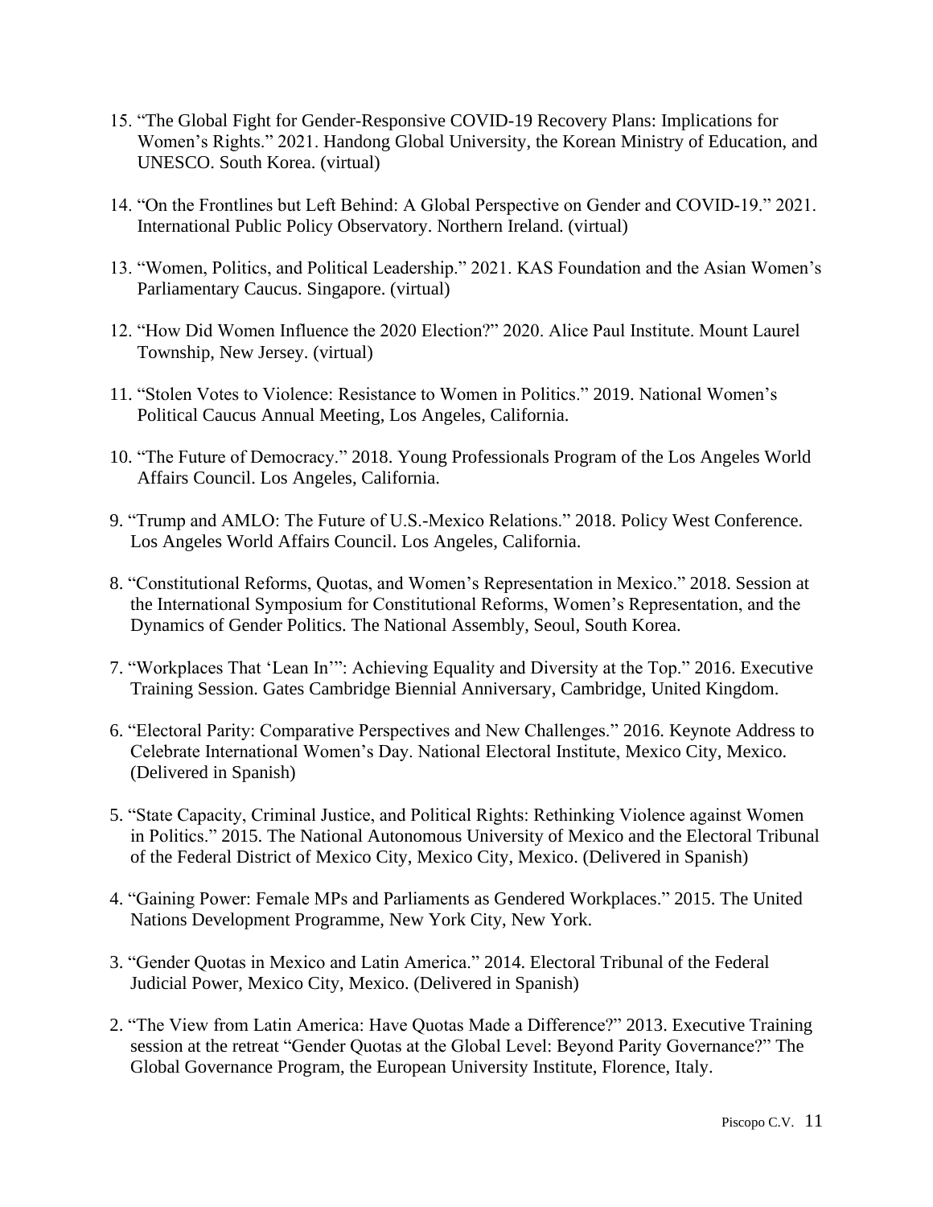15. "The Global Fight for Gender-Responsive COVID-19 Recovery Plans: Implications for Women's Rights." 2021. Handong Global University, the Korean Ministry of Education, and UNESCO. South Korea. (virtual)

14. "On the Frontlines but Left Behind: A Global Perspective on Gender and COVID-19." 2021. International Public Policy Observatory. Northern Ireland. (virtual)

13. "Women, Politics, and Political Leadership." 2021. KAS Foundation and the Asian Women's Parliamentary Caucus. Singapore. (virtual)

12. "How Did Women Influence the 2020 Election?" 2020. Alice Paul Institute. Mount Laurel Township, New Jersey. (virtual)

11. "Stolen Votes to Violence: Resistance to Women in Politics." 2019. National Women's Political Caucus Annual Meeting, Los Angeles, California.

10. "The Future of Democracy." 2018. Young Professionals Program of the Los Angeles World Affairs Council. Los Angeles, California.

9. "Trump and AMLO: The Future of U.S.-Mexico Relations." 2018. Policy West Conference. Los Angeles World Affairs Council. Los Angeles, California.

8. "Constitutional Reforms, Quotas, and Women's Representation in Mexico." 2018. Session at the International Symposium for Constitutional Reforms, Women's Representation, and the Dynamics of Gender Politics. The National Assembly, Seoul, South Korea.

7. "Workplaces That 'Lean In'": Achieving Equality and Diversity at the Top." 2016. Executive Training Session. Gates Cambridge Biennial Anniversary, Cambridge, United Kingdom.

6. "Electoral Parity: Comparative Perspectives and New Challenges." 2016. Keynote Address to Celebrate International Women's Day. National Electoral Institute, Mexico City, Mexico. (Delivered in Spanish)

5. "State Capacity, Criminal Justice, and Political Rights: Rethinking Violence against Women in Politics." 2015. The National Autonomous University of Mexico and the Electoral Tribunal of the Federal District of Mexico City, Mexico City, Mexico. (Delivered in Spanish)

4. "Gaining Power: Female MPs and Parliaments as Gendered Workplaces." 2015. The United Nations Development Programme, New York City, New York.

3. "Gender Quotas in Mexico and Latin America." 2014. Electoral Tribunal of the Federal Judicial Power, Mexico City, Mexico. (Delivered in Spanish)

2. "The View from Latin America: Have Quotas Made a Difference?" 2013. Executive Training session at the retreat "Gender Quotas at the Global Level: Beyond Parity Governance?" The Global Governance Program, the European University Institute, Florence, Italy.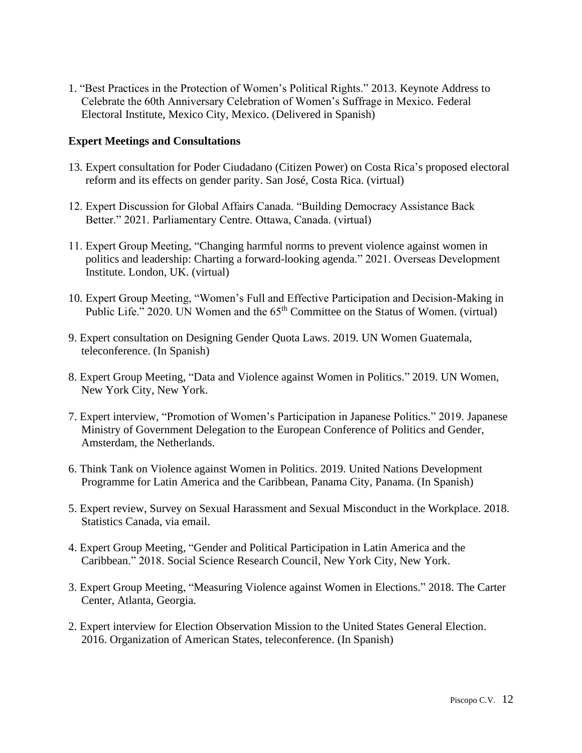1. "Best Practices in the Protection of Women's Political Rights." 2013. Keynote Address to Celebrate the 60th Anniversary Celebration of Women's Suffrage in Mexico. Federal Electoral Institute, Mexico City, Mexico. (Delivered in Spanish)

**Expert Meetings and Consultations**

13. Expert consultation for Poder Ciudadano (Citizen Power) on Costa Rica's proposed electoral reform and its effects on gender parity. San José, Costa Rica. (virtual)

12. Expert Discussion for Global Affairs Canada. "Building Democracy Assistance Back Better." 2021. Parliamentary Centre. Ottawa, Canada. (virtual)

11. Expert Group Meeting, "Changing harmful norms to prevent violence against women in politics and leadership: Charting a forward-looking agenda." 2021. Overseas Development Institute. London, UK. (virtual)

10. Expert Group Meeting, "Women's Full and Effective Participation and Decision-Making in Public Life." 2020. UN Women and the 65th Committee on the Status of Women. (virtual)

9. Expert consultation on Designing Gender Quota Laws. 2019. UN Women Guatemala, teleconference. (In Spanish)

8. Expert Group Meeting, "Data and Violence against Women in Politics." 2019. UN Women, New York City, New York.

7. Expert interview, "Promotion of Women's Participation in Japanese Politics." 2019. Japanese Ministry of Government Delegation to the European Conference of Politics and Gender, Amsterdam, the Netherlands.

6. Think Tank on Violence against Women in Politics. 2019. United Nations Development Programme for Latin America and the Caribbean, Panama City, Panama. (In Spanish)

5. Expert review, Survey on Sexual Harassment and Sexual Misconduct in the Workplace. 2018. Statistics Canada, via email.

4. Expert Group Meeting, "Gender and Political Participation in Latin America and the Caribbean." 2018. Social Science Research Council, New York City, New York.

3. Expert Group Meeting, "Measuring Violence against Women in Elections." 2018. The Carter Center, Atlanta, Georgia.

2. Expert interview for Election Observation Mission to the United States General Election. 2016. Organization of American States, teleconference. (In Spanish)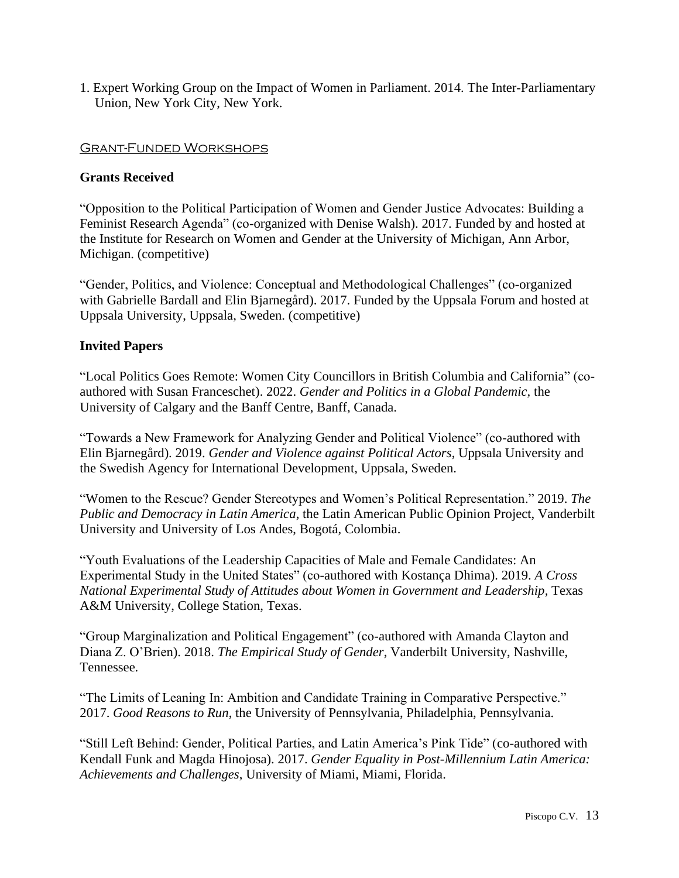1. Expert Working Group on the Impact of Women in Parliament. 2014. The Inter-Parliamentary Union, New York City, New York.

## Grant-Funded Workshops

### Grants Received

"Opposition to the Political Participation of Women and Gender Justice Advocates: Building a Feminist Research Agenda" (co-organized with Denise Walsh). 2017. Funded by and hosted at the Institute for Research on Women and Gender at the University of Michigan, Ann Arbor, Michigan. (competitive)

"Gender, Politics, and Violence: Conceptual and Methodological Challenges" (co-organized with Gabrielle Bardall and Elin Bjarnegård). 2017. Funded by the Uppsala Forum and hosted at Uppsala University, Uppsala, Sweden. (competitive)

### Invited Papers

"Local Politics Goes Remote: Women City Councillors in British Columbia and California" (co-authored with Susan Franceschet). 2022. *Gender and Politics in a Global Pandemic,* the University of Calgary and the Banff Centre, Banff, Canada.

"Towards a New Framework for Analyzing Gender and Political Violence" (co-authored with Elin Bjarnegård). 2019. *Gender and Violence against Political Actors*, Uppsala University and the Swedish Agency for International Development, Uppsala, Sweden.

"Women to the Rescue? Gender Stereotypes and Women's Political Representation." 2019. *The Public and Democracy in Latin America*, the Latin American Public Opinion Project, Vanderbilt University and University of Los Andes, Bogotá, Colombia.

"Youth Evaluations of the Leadership Capacities of Male and Female Candidates: An Experimental Study in the United States" (co-authored with Kostança Dhima). 2019. *A Cross National Experimental Study of Attitudes about Women in Government and Leadership*, Texas A&M University, College Station, Texas.

"Group Marginalization and Political Engagement" (co-authored with Amanda Clayton and Diana Z. O'Brien). 2018. *The Empirical Study of Gender*, Vanderbilt University, Nashville, Tennessee.

"The Limits of Leaning In: Ambition and Candidate Training in Comparative Perspective." 2017. *Good Reasons to Run*, the University of Pennsylvania, Philadelphia, Pennsylvania.

"Still Left Behind: Gender, Political Parties, and Latin America's Pink Tide" (co-authored with Kendall Funk and Magda Hinojosa). 2017. *Gender Equality in Post-Millennium Latin America: Achievements and Challenges*, University of Miami, Miami, Florida.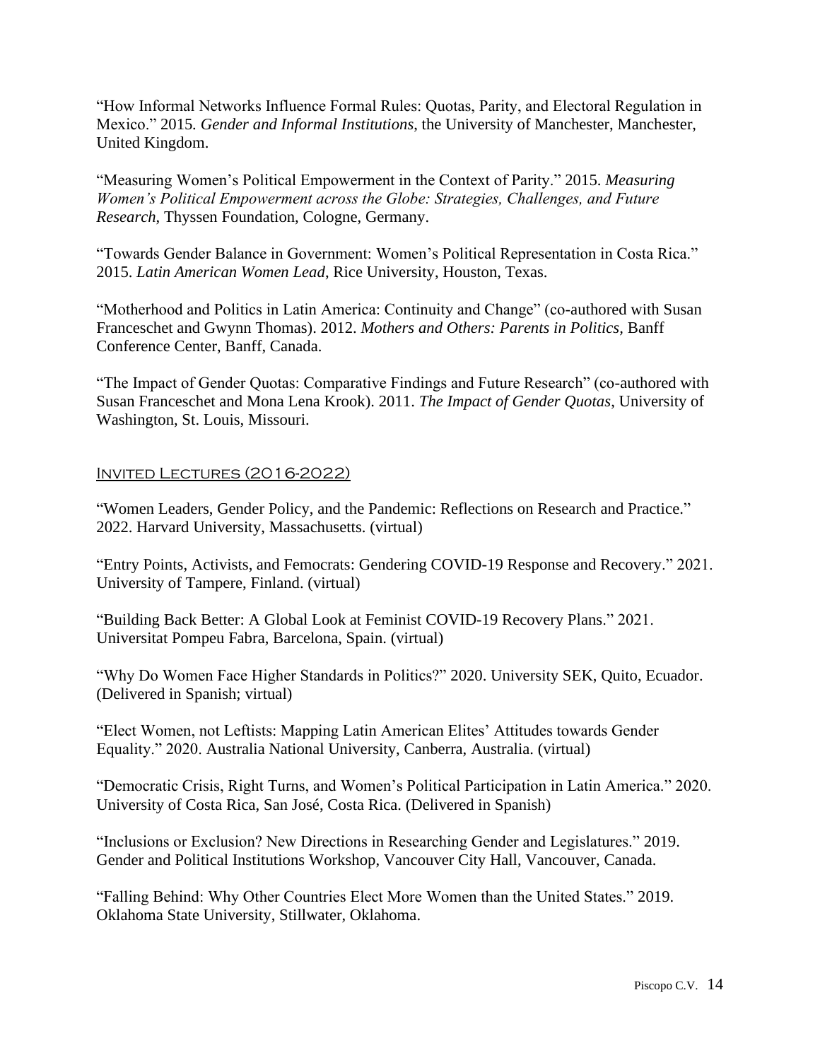"How Informal Networks Influence Formal Rules: Quotas, Parity, and Electoral Regulation in Mexico." 2015. *Gender and Informal Institutions*, the University of Manchester, Manchester, United Kingdom.

"Measuring Women's Political Empowerment in the Context of Parity." 2015. *Measuring Women's Political Empowerment across the Globe: Strategies, Challenges, and Future Research*, Thyssen Foundation, Cologne, Germany.

"Towards Gender Balance in Government: Women's Political Representation in Costa Rica." 2015. *Latin American Women Lead*, Rice University, Houston, Texas.

"Motherhood and Politics in Latin America: Continuity and Change" (co-authored with Susan Franceschet and Gwynn Thomas). 2012. *Mothers and Others: Parents in Politics*, Banff Conference Center, Banff, Canada.

"The Impact of Gender Quotas: Comparative Findings and Future Research" (co-authored with Susan Franceschet and Mona Lena Krook). 2011. *The Impact of Gender Quotas*, University of Washington, St. Louis, Missouri.

## Invited Lectures (2016-2022)

"Women Leaders, Gender Policy, and the Pandemic: Reflections on Research and Practice." 2022. Harvard University, Massachusetts. (virtual)

"Entry Points, Activists, and Femocrats: Gendering COVID-19 Response and Recovery." 2021. University of Tampere, Finland. (virtual)

"Building Back Better: A Global Look at Feminist COVID-19 Recovery Plans." 2021. Universitat Pompeu Fabra, Barcelona, Spain. (virtual)

"Why Do Women Face Higher Standards in Politics?" 2020. University SEK, Quito, Ecuador. (Delivered in Spanish; virtual)

"Elect Women, not Leftists: Mapping Latin American Elites' Attitudes towards Gender Equality." 2020. Australia National University, Canberra, Australia. (virtual)

"Democratic Crisis, Right Turns, and Women's Political Participation in Latin America." 2020. University of Costa Rica, San José, Costa Rica. (Delivered in Spanish)

"Inclusions or Exclusion? New Directions in Researching Gender and Legislatures." 2019. Gender and Political Institutions Workshop, Vancouver City Hall, Vancouver, Canada.

"Falling Behind: Why Other Countries Elect More Women than the United States." 2019. Oklahoma State University, Stillwater, Oklahoma.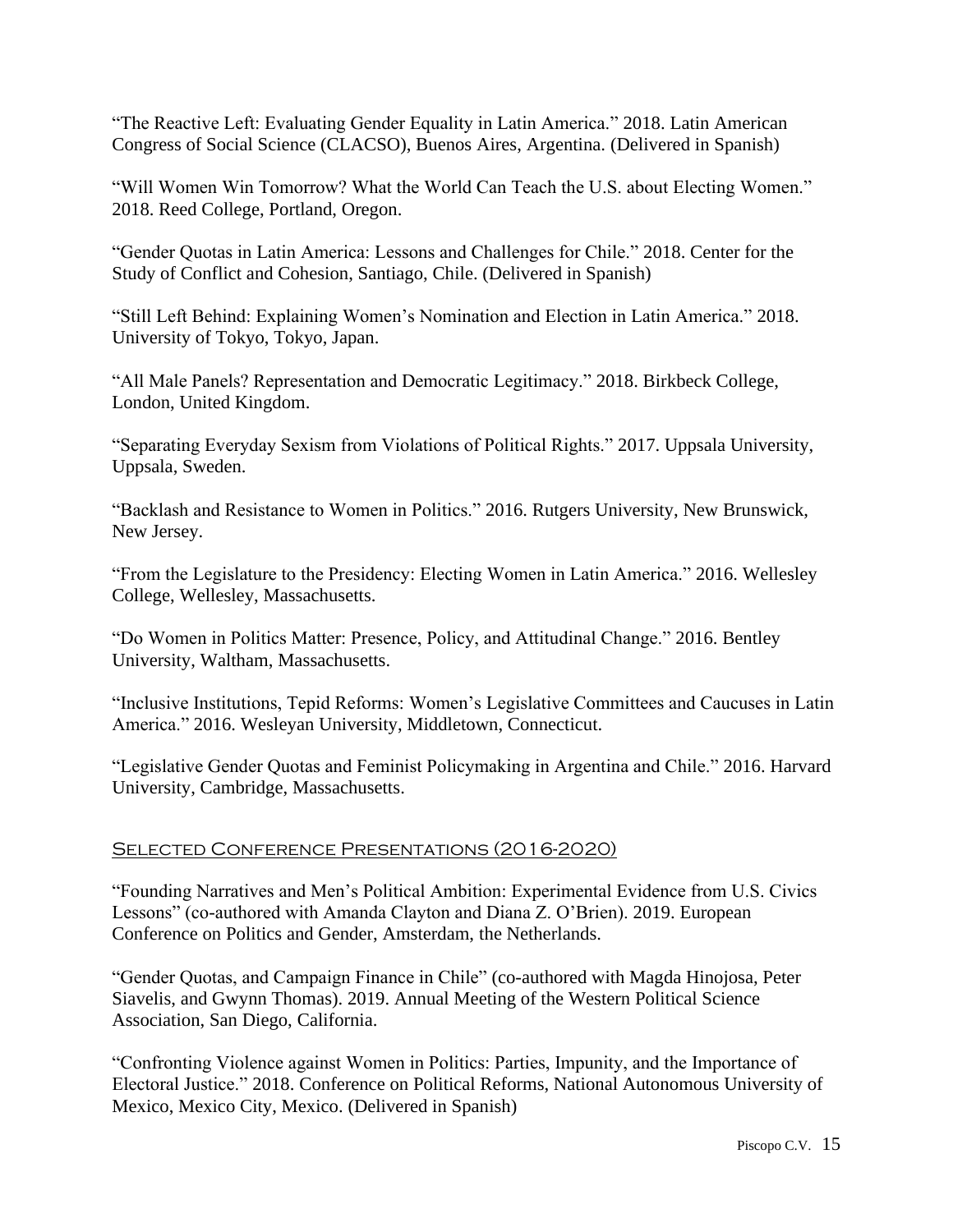"The Reactive Left: Evaluating Gender Equality in Latin America." 2018. Latin American Congress of Social Science (CLACSO), Buenos Aires, Argentina. (Delivered in Spanish)

"Will Women Win Tomorrow? What the World Can Teach the U.S. about Electing Women." 2018. Reed College, Portland, Oregon.

"Gender Quotas in Latin America: Lessons and Challenges for Chile." 2018. Center for the Study of Conflict and Cohesion, Santiago, Chile. (Delivered in Spanish)

"Still Left Behind: Explaining Women's Nomination and Election in Latin America." 2018. University of Tokyo, Tokyo, Japan.

"All Male Panels? Representation and Democratic Legitimacy." 2018. Birkbeck College, London, United Kingdom.

"Separating Everyday Sexism from Violations of Political Rights." 2017. Uppsala University, Uppsala, Sweden.

"Backlash and Resistance to Women in Politics." 2016. Rutgers University, New Brunswick, New Jersey.

"From the Legislature to the Presidency: Electing Women in Latin America." 2016. Wellesley College, Wellesley, Massachusetts.

"Do Women in Politics Matter: Presence, Policy, and Attitudinal Change." 2016. Bentley University, Waltham, Massachusetts.

"Inclusive Institutions, Tepid Reforms: Women's Legislative Committees and Caucuses in Latin America." 2016. Wesleyan University, Middletown, Connecticut.

"Legislative Gender Quotas and Feminist Policymaking in Argentina and Chile." 2016. Harvard University, Cambridge, Massachusetts.

## Selected Conference Presentations (2016-2020)

"Founding Narratives and Men's Political Ambition: Experimental Evidence from U.S. Civics Lessons" (co-authored with Amanda Clayton and Diana Z. O'Brien). 2019. European Conference on Politics and Gender, Amsterdam, the Netherlands.

"Gender Quotas, and Campaign Finance in Chile" (co-authored with Magda Hinojosa, Peter Siavelis, and Gwynn Thomas). 2019. Annual Meeting of the Western Political Science Association, San Diego, California.

"Confronting Violence against Women in Politics: Parties, Impunity, and the Importance of Electoral Justice." 2018. Conference on Political Reforms, National Autonomous University of Mexico, Mexico City, Mexico. (Delivered in Spanish)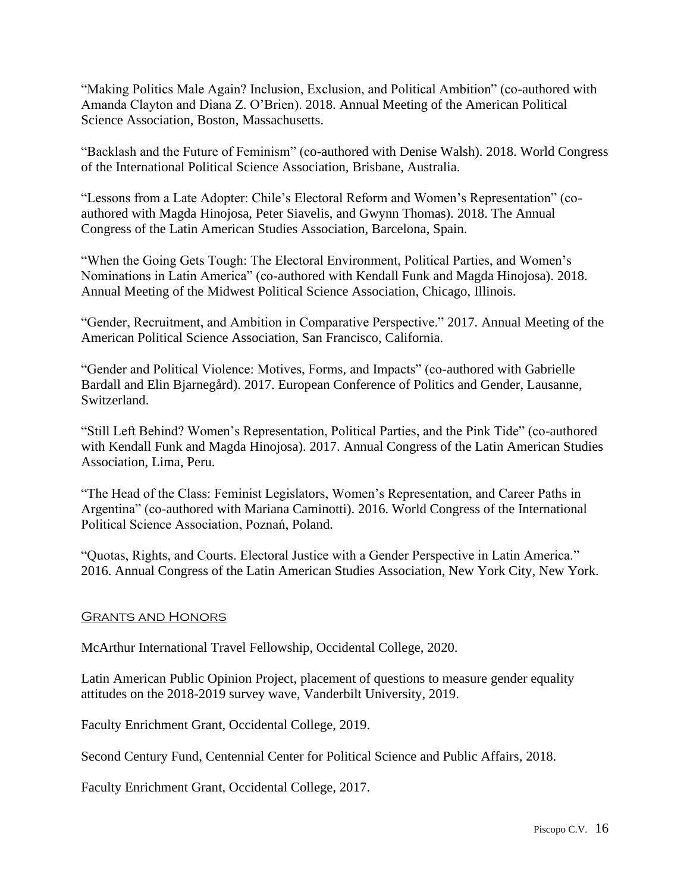"Making Politics Male Again? Inclusion, Exclusion, and Political Ambition" (co-authored with Amanda Clayton and Diana Z. O'Brien). 2018. Annual Meeting of the American Political Science Association, Boston, Massachusetts.

"Backlash and the Future of Feminism" (co-authored with Denise Walsh). 2018. World Congress of the International Political Science Association, Brisbane, Australia.

"Lessons from a Late Adopter: Chile's Electoral Reform and Women's Representation" (co-authored with Magda Hinojosa, Peter Siavelis, and Gwynn Thomas). 2018. The Annual Congress of the Latin American Studies Association, Barcelona, Spain.

"When the Going Gets Tough: The Electoral Environment, Political Parties, and Women's Nominations in Latin America" (co-authored with Kendall Funk and Magda Hinojosa). 2018. Annual Meeting of the Midwest Political Science Association, Chicago, Illinois.

"Gender, Recruitment, and Ambition in Comparative Perspective." 2017. Annual Meeting of the American Political Science Association, San Francisco, California.

"Gender and Political Violence: Motives, Forms, and Impacts" (co-authored with Gabrielle Bardall and Elin Bjarnegård). 2017. European Conference of Politics and Gender, Lausanne, Switzerland.

"Still Left Behind? Women's Representation, Political Parties, and the Pink Tide" (co-authored with Kendall Funk and Magda Hinojosa). 2017. Annual Congress of the Latin American Studies Association, Lima, Peru.

"The Head of the Class: Feminist Legislators, Women's Representation, and Career Paths in Argentina" (co-authored with Mariana Caminotti). 2016. World Congress of the International Political Science Association, Poznań, Poland.

"Quotas, Rights, and Courts. Electoral Justice with a Gender Perspective in Latin America." 2016. Annual Congress of the Latin American Studies Association, New York City, New York.

## Grants and Honors

McArthur International Travel Fellowship, Occidental College, 2020.

Latin American Public Opinion Project, placement of questions to measure gender equality attitudes on the 2018-2019 survey wave, Vanderbilt University, 2019.

Faculty Enrichment Grant, Occidental College, 2019.

Second Century Fund, Centennial Center for Political Science and Public Affairs, 2018.

Faculty Enrichment Grant, Occidental College, 2017.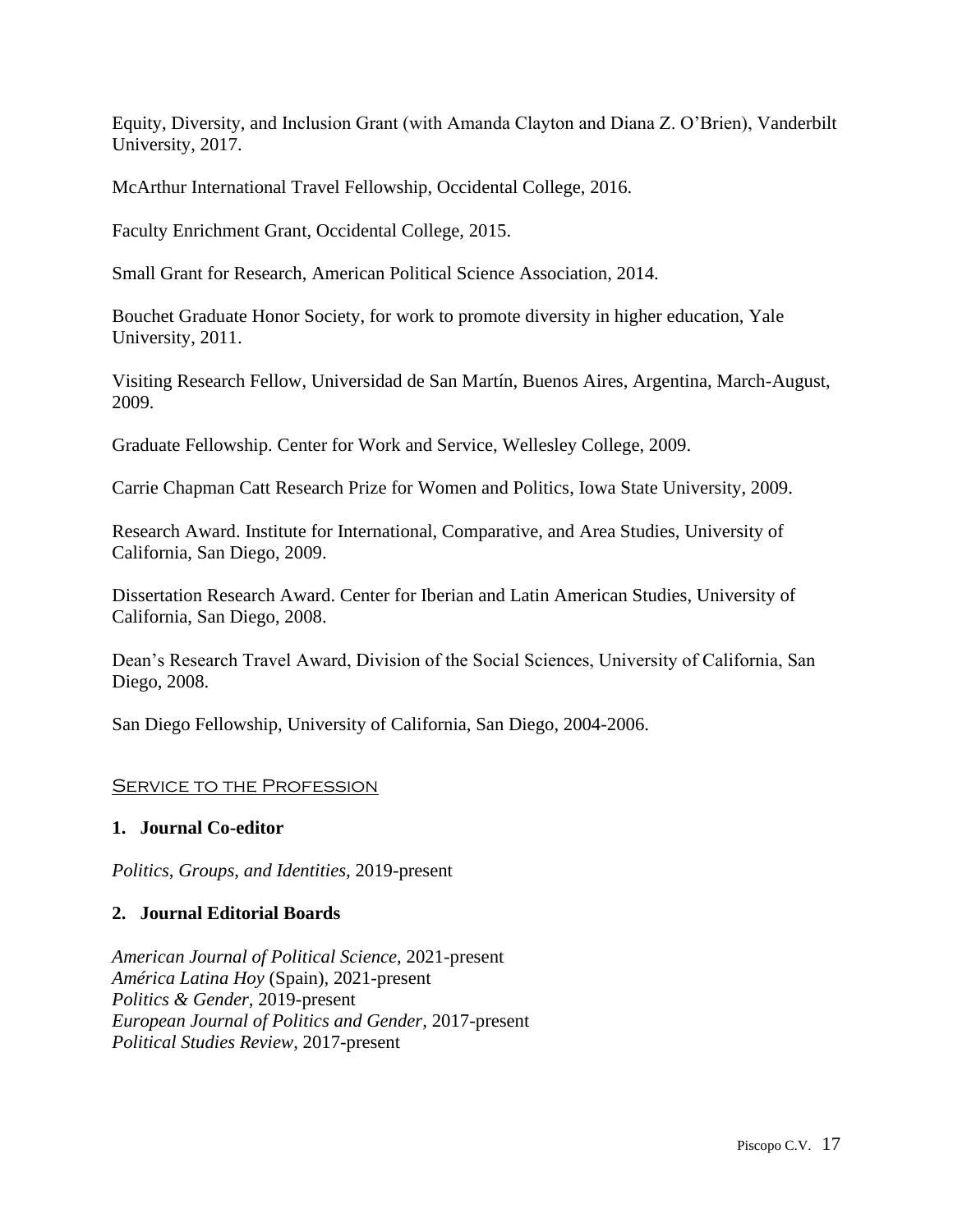Equity, Diversity, and Inclusion Grant (with Amanda Clayton and Diana Z. O'Brien), Vanderbilt University, 2017.

McArthur International Travel Fellowship, Occidental College, 2016.

Faculty Enrichment Grant, Occidental College, 2015.

Small Grant for Research, American Political Science Association, 2014.

Bouchet Graduate Honor Society, for work to promote diversity in higher education, Yale University, 2011.

Visiting Research Fellow, Universidad de San Martín, Buenos Aires, Argentina, March-August, 2009.

Graduate Fellowship. Center for Work and Service, Wellesley College, 2009.

Carrie Chapman Catt Research Prize for Women and Politics, Iowa State University, 2009.

Research Award. Institute for International, Comparative, and Area Studies, University of California, San Diego, 2009.

Dissertation Research Award. Center for Iberian and Latin American Studies, University of California, San Diego, 2008.

Dean's Research Travel Award, Division of the Social Sciences, University of California, San Diego, 2008.

San Diego Fellowship, University of California, San Diego, 2004-2006.

## Service to the Profession

### 1. Journal Co-editor

*Politics, Groups, and Identities*, 2019-present

### 2. Journal Editorial Boards

*American Journal of Political Science,* 2021-present
*América Latina Hoy* (Spain), 2021-present
*Politics & Gender*, 2019-present
*European Journal of Politics and Gender,* 2017-present
*Political Studies Review*, 2017-present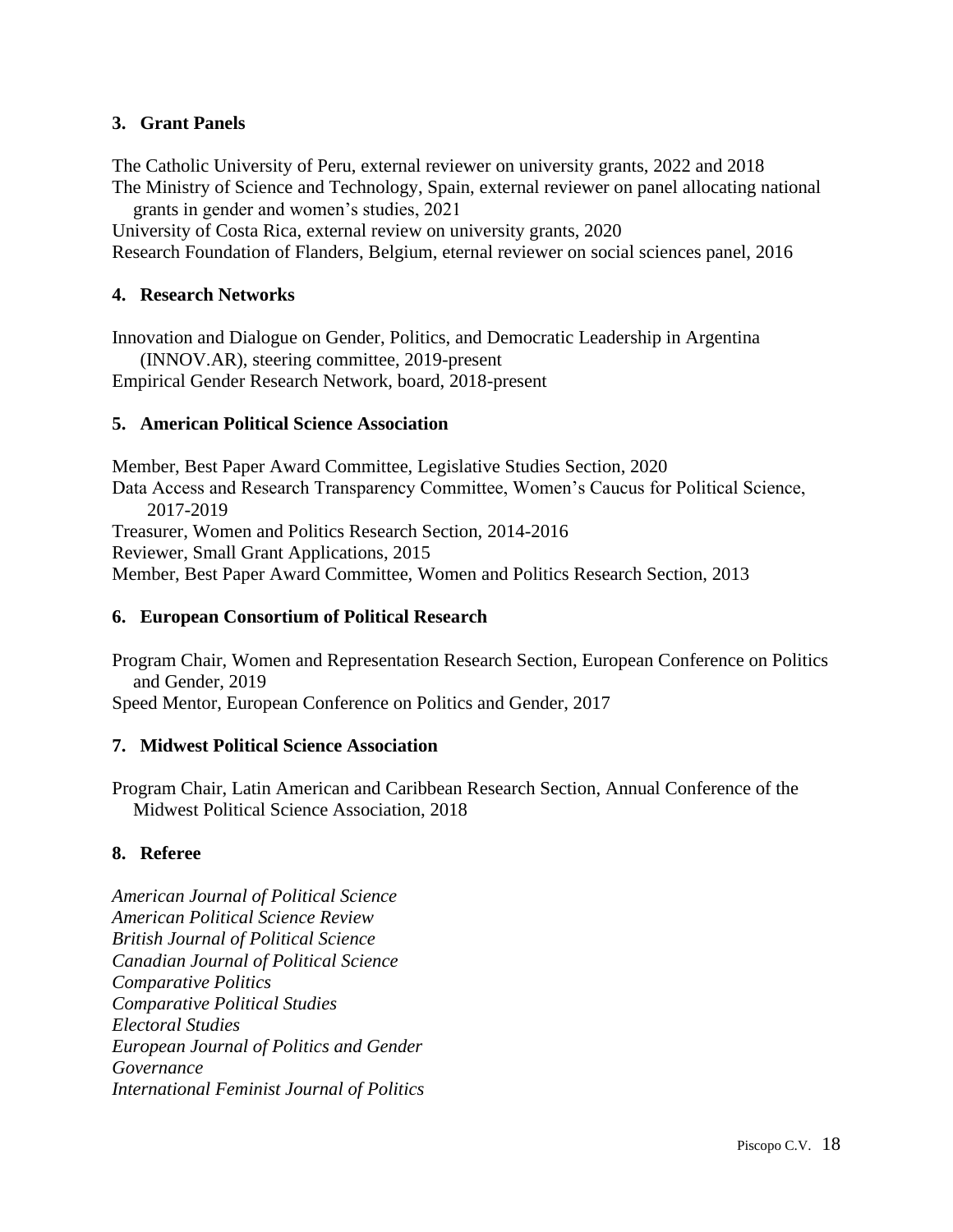### 3. Grant Panels

The Catholic University of Peru, external reviewer on university grants, 2022 and 2018
The Ministry of Science and Technology, Spain, external reviewer on panel allocating national grants in gender and women's studies, 2021
University of Costa Rica, external review on university grants, 2020
Research Foundation of Flanders, Belgium, eternal reviewer on social sciences panel, 2016

### 4. Research Networks

Innovation and Dialogue on Gender, Politics, and Democratic Leadership in Argentina (INNOV.AR), steering committee, 2019-present
Empirical Gender Research Network, board, 2018-present

### 5. American Political Science Association

Member, Best Paper Award Committee, Legislative Studies Section, 2020
Data Access and Research Transparency Committee, Women's Caucus for Political Science, 2017-2019
Treasurer, Women and Politics Research Section, 2014-2016
Reviewer, Small Grant Applications, 2015
Member, Best Paper Award Committee, Women and Politics Research Section, 2013

### 6. European Consortium of Political Research

Program Chair, Women and Representation Research Section, European Conference on Politics and Gender, 2019
Speed Mentor, European Conference on Politics and Gender, 2017

### 7. Midwest Political Science Association

Program Chair, Latin American and Caribbean Research Section, Annual Conference of the Midwest Political Science Association, 2018

### 8. Referee

*American Journal of Political Science*
*American Political Science Review*
*British Journal of Political Science*
*Canadian Journal of Political Science*
*Comparative Politics*
*Comparative Political Studies*
*Electoral Studies*
*European Journal of Politics and Gender*
*Governance*
*International Feminist Journal of Politics*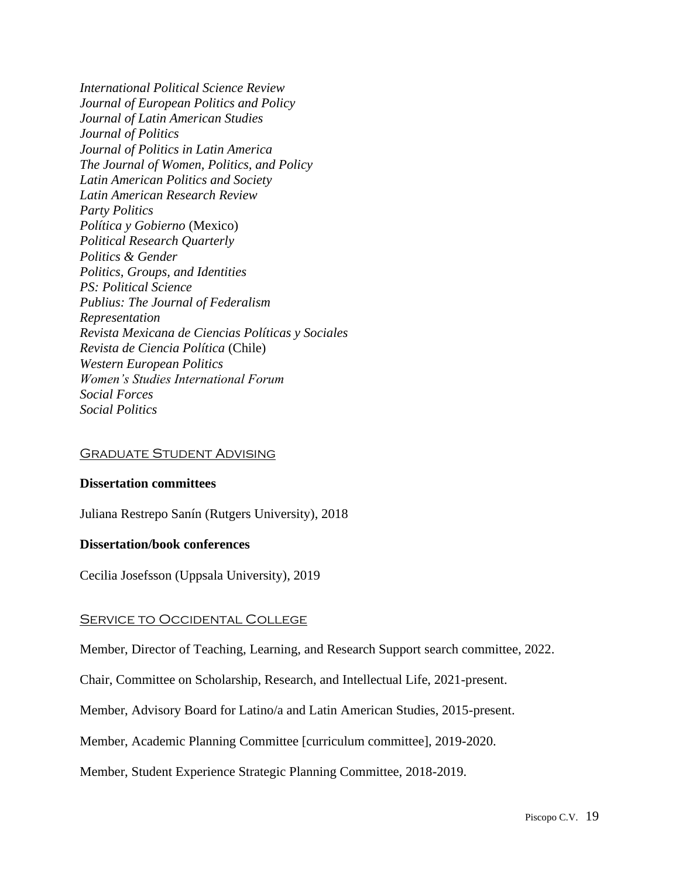*International Political Science Review*
*Journal of European Politics and Policy*
*Journal of Latin American Studies*
*Journal of Politics*
*Journal of Politics in Latin America*
*The Journal of Women, Politics, and Policy*
*Latin American Politics and Society*
*Latin American Research Review*
*Party Politics*
*Política y Gobierno* (Mexico)
*Political Research Quarterly*
*Politics & Gender*
*Politics, Groups, and Identities*
*PS: Political Science*
*Publius: The Journal of Federalism*
*Representation*
*Revista Mexicana de Ciencias Políticas y Sociales*
*Revista de Ciencia Política* (Chile)
*Western European Politics*
*Women's Studies International Forum*
*Social Forces*
*Social Politics*

## Graduate Student Advising

**Dissertation committees**

Juliana Restrepo Sanín (Rutgers University), 2018

**Dissertation/book conferences**

Cecilia Josefsson (Uppsala University), 2019

## Service to Occidental College

Member, Director of Teaching, Learning, and Research Support search committee, 2022.

Chair, Committee on Scholarship, Research, and Intellectual Life, 2021-present.

Member, Advisory Board for Latino/a and Latin American Studies, 2015-present.

Member, Academic Planning Committee [curriculum committee], 2019-2020.

Member, Student Experience Strategic Planning Committee, 2018-2019.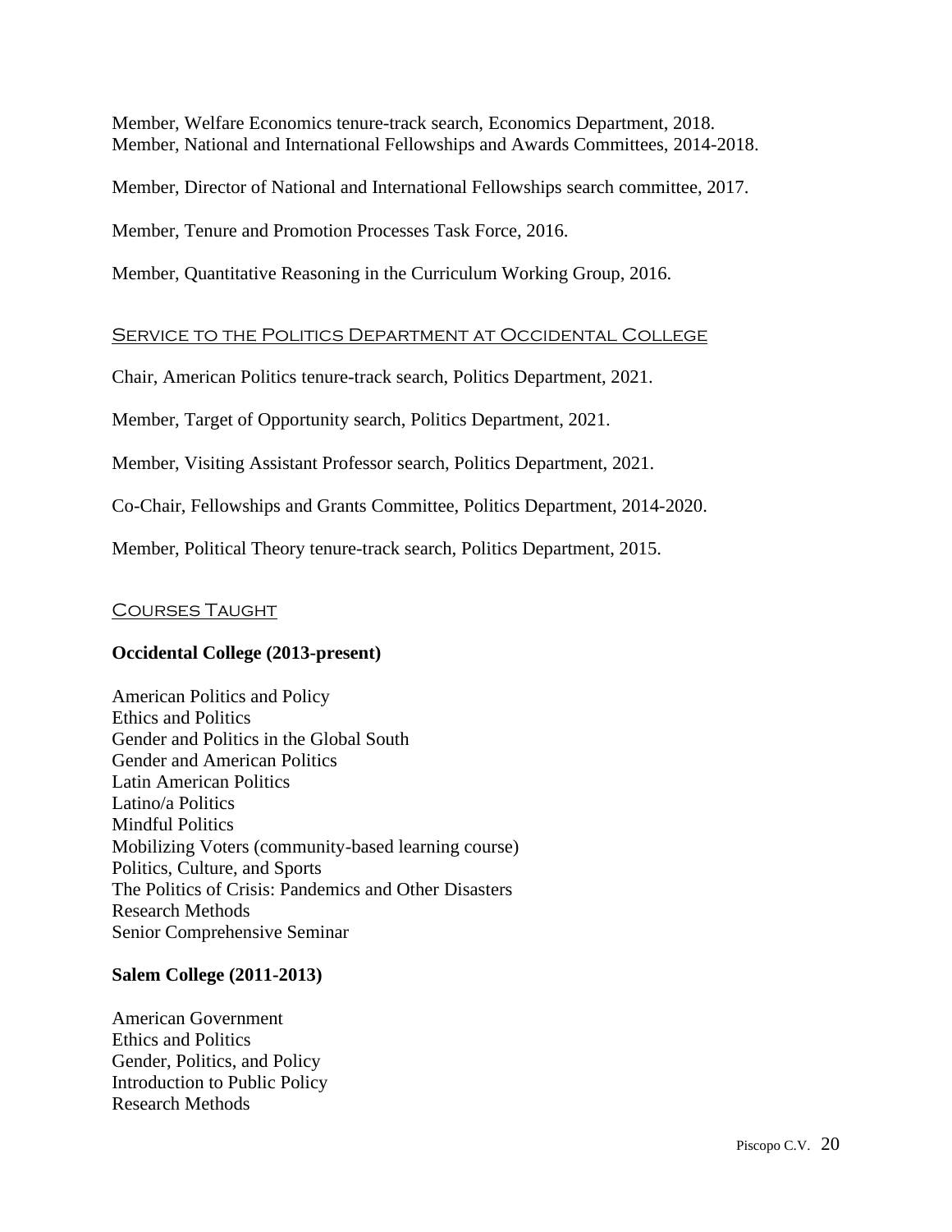Member, Welfare Economics tenure-track search, Economics Department, 2018.
Member, National and International Fellowships and Awards Committees, 2014-2018.

Member, Director of National and International Fellowships search committee, 2017.

Member, Tenure and Promotion Processes Task Force, 2016.

Member, Quantitative Reasoning in the Curriculum Working Group, 2016.

## Service to the Politics Department at Occidental College

Chair, American Politics tenure-track search, Politics Department, 2021.

Member, Target of Opportunity search, Politics Department, 2021.

Member, Visiting Assistant Professor search, Politics Department, 2021.

Co-Chair, Fellowships and Grants Committee, Politics Department, 2014-2020.

Member, Political Theory tenure-track search, Politics Department, 2015.

## Courses Taught

**Occidental College (2013-present)**

American Politics and Policy
Ethics and Politics
Gender and Politics in the Global South
Gender and American Politics
Latin American Politics
Latino/a Politics
Mindful Politics
Mobilizing Voters (community-based learning course)
Politics, Culture, and Sports
The Politics of Crisis: Pandemics and Other Disasters
Research Methods
Senior Comprehensive Seminar

**Salem College (2011-2013)**

American Government
Ethics and Politics
Gender, Politics, and Policy
Introduction to Public Policy
Research Methods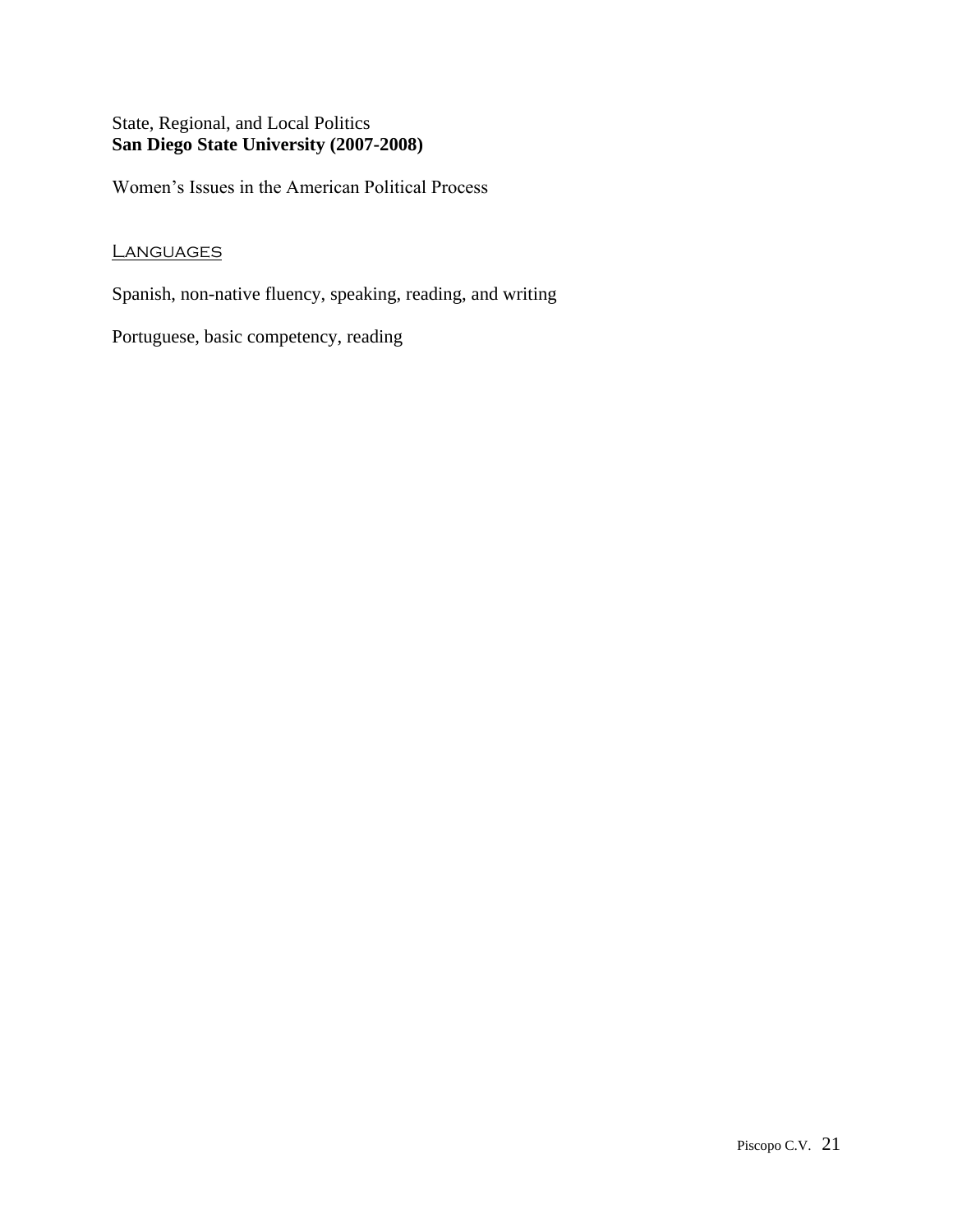State, Regional, and Local Politics
**San Diego State University (2007-2008)**

Women's Issues in the American Political Process

## Languages

Spanish, non-native fluency, speaking, reading, and writing

Portuguese, basic competency, reading